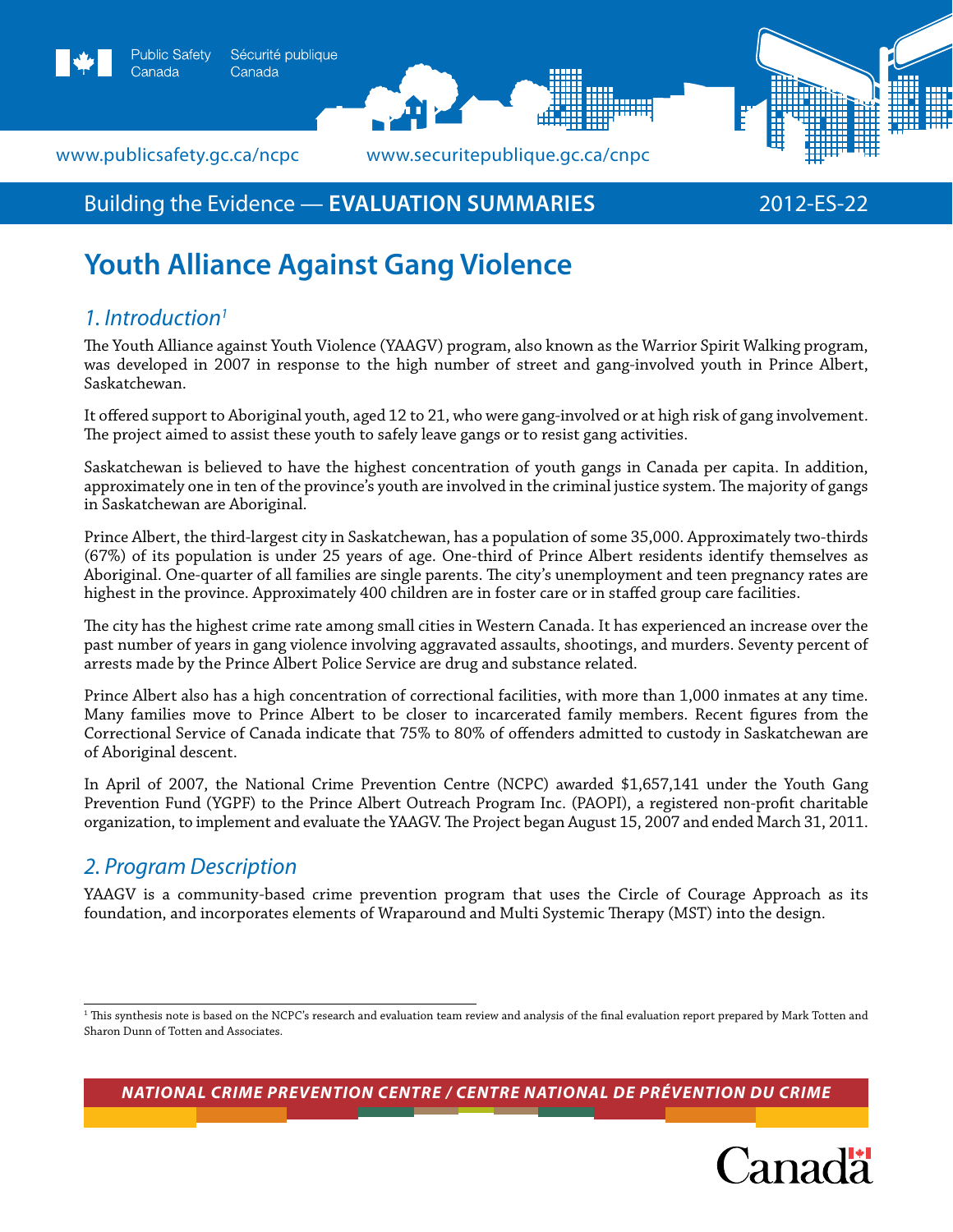Public Safety Canada / Sécurité publique Canada

www.publicsafety.gc.ca/ncpc www.securitepublique.gc.ca/cnpc

Building the Evidence — **EVALUATION SUMMARIES** 2012-ES-22

# Youth Alliance Against Gang Violence

## *1. Introduction[1]*

The Youth Alliance against Youth Violence (YAAGV) program, also known as the Warrior Spirit Walking program, was developed in 2007 in response to the high number of street and gang-involved youth in Prince Albert, Saskatchewan.

It offered support to Aboriginal youth, aged 12 to 21, who were gang-involved or at high risk of gang involvement. The project aimed to assist these youth to safely leave gangs or to resist gang activities.

Saskatchewan is believed to have the highest concentration of youth gangs in Canada per capita. In addition, approximately one in ten of the province's youth are involved in the criminal justice system. The majority of gangs in Saskatchewan are Aboriginal.

Prince Albert, the third-largest city in Saskatchewan, has a population of some 35,000. Approximately two-thirds (67%) of its population is under 25 years of age. One-third of Prince Albert residents identify themselves as Aboriginal. One-quarter of all families are single parents. The city's unemployment and teen pregnancy rates are highest in the province. Approximately 400 children are in foster care or in staffed group care facilities.

The city has the highest crime rate among small cities in Western Canada. It has experienced an increase over the past number of years in gang violence involving aggravated assaults, shootings, and murders. Seventy percent of arrests made by the Prince Albert Police Service are drug and substance related.

Prince Albert also has a high concentration of correctional facilities, with more than 1,000 inmates at any time. Many families move to Prince Albert to be closer to incarcerated family members. Recent figures from the Correctional Service of Canada indicate that 75% to 80% of offenders admitted to custody in Saskatchewan are of Aboriginal descent.

In April of 2007, the National Crime Prevention Centre (NCPC) awarded $1,657,141 under the Youth Gang Prevention Fund (YGPF) to the Prince Albert Outreach Program Inc. (PAOPI), a registered non-profit charitable organization, to implement and evaluate the YAAGV. The Project began August 15, 2007 and ended March 31, 2011.

## *2. Program Description*

YAAGV is a community-based crime prevention program that uses the Circle of Courage Approach as its foundation, and incorporates elements of Wraparound and Multi Systemic Therapy (MST) into the design.

[1] This synthesis note is based on the NCPC's research and evaluation team review and analysis of the final evaluation report prepared by Mark Totten and Sharon Dunn of Totten and Associates.

***NATIONAL CRIME PREVENTION CENTRE / CENTRE NATIONAL DE PRÉVENTION DU CRIME***

Canada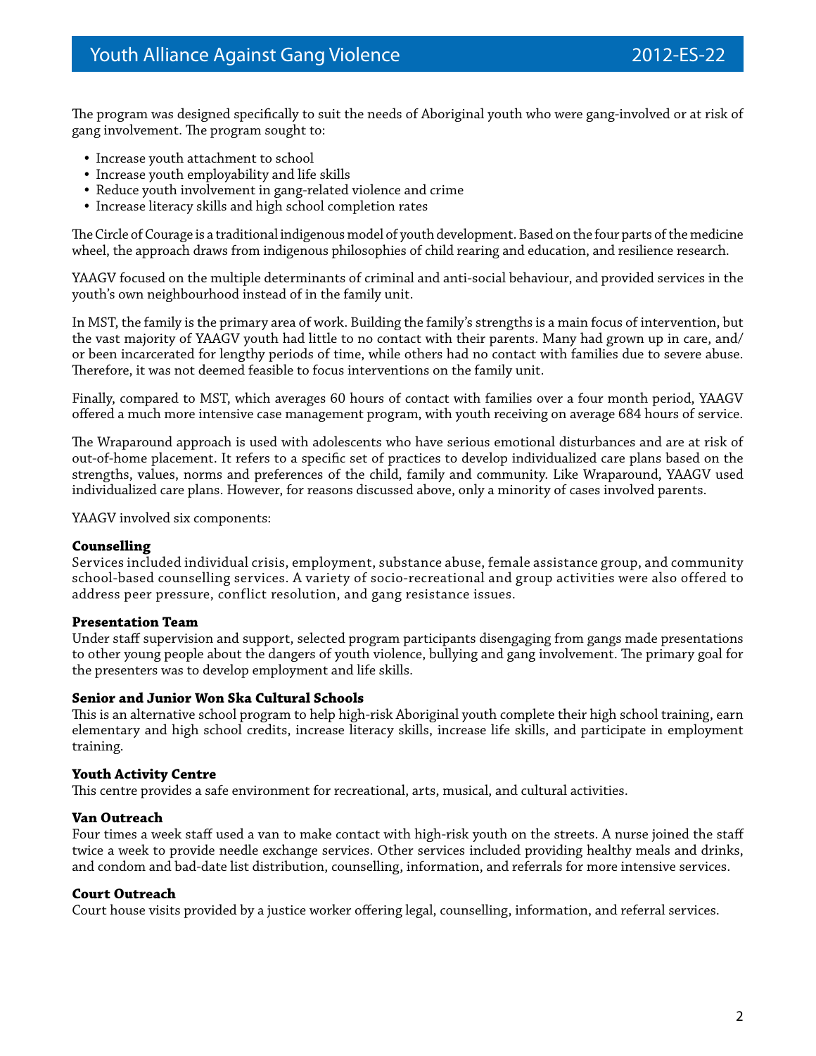The program was designed specifically to suit the needs of Aboriginal youth who were gang-involved or at risk of gang involvement. The program sought to:

- Increase youth attachment to school
- Increase youth employability and life skills
- Reduce youth involvement in gang-related violence and crime
- Increase literacy skills and high school completion rates

The Circle of Courage is a traditional indigenous model of youth development. Based on the four parts of the medicine wheel, the approach draws from indigenous philosophies of child rearing and education, and resilience research.

YAAGV focused on the multiple determinants of criminal and anti-social behaviour, and provided services in the youth's own neighbourhood instead of in the family unit.

In MST, the family is the primary area of work. Building the family's strengths is a main focus of intervention, but the vast majority of YAAGV youth had little to no contact with their parents. Many had grown up in care, and/or been incarcerated for lengthy periods of time, while others had no contact with families due to severe abuse. Therefore, it was not deemed feasible to focus interventions on the family unit.

Finally, compared to MST, which averages 60 hours of contact with families over a four month period, YAAGV offered a much more intensive case management program, with youth receiving on average 684 hours of service.

The Wraparound approach is used with adolescents who have serious emotional disturbances and are at risk of out-of-home placement. It refers to a specific set of practices to develop individualized care plans based on the strengths, values, norms and preferences of the child, family and community. Like Wraparound, YAAGV used individualized care plans. However, for reasons discussed above, only a minority of cases involved parents.

YAAGV involved six components:

**Counselling**
Services included individual crisis, employment, substance abuse, female assistance group, and community school-based counselling services. A variety of socio-recreational and group activities were also offered to address peer pressure, conflict resolution, and gang resistance issues.

**Presentation Team**
Under staff supervision and support, selected program participants disengaging from gangs made presentations to other young people about the dangers of youth violence, bullying and gang involvement. The primary goal for the presenters was to develop employment and life skills.

**Senior and Junior Won Ska Cultural Schools**
This is an alternative school program to help high-risk Aboriginal youth complete their high school training, earn elementary and high school credits, increase literacy skills, increase life skills, and participate in employment training.

**Youth Activity Centre**
This centre provides a safe environment for recreational, arts, musical, and cultural activities.

**Van Outreach**
Four times a week staff used a van to make contact with high-risk youth on the streets. A nurse joined the staff twice a week to provide needle exchange services. Other services included providing healthy meals and drinks, and condom and bad-date list distribution, counselling, information, and referrals for more intensive services.

**Court Outreach**
Court house visits provided by a justice worker offering legal, counselling, information, and referral services.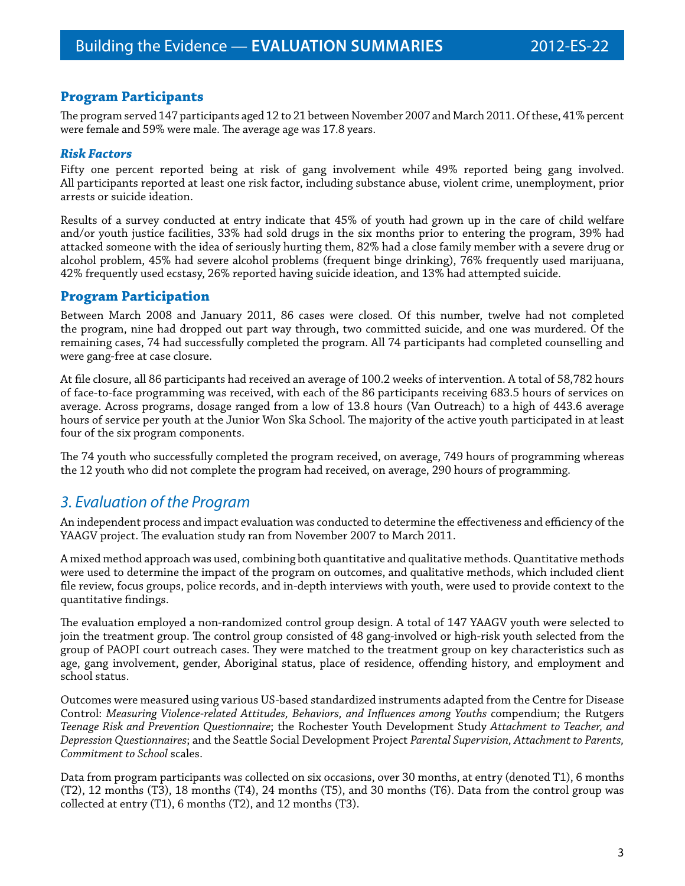## Program Participants

The program served 147 participants aged 12 to 21 between November 2007 and March 2011. Of these, 41% percent were female and 59% were male. The average age was 17.8 years.

### *Risk Factors*

Fifty one percent reported being at risk of gang involvement while 49% reported being gang involved. All participants reported at least one risk factor, including substance abuse, violent crime, unemployment, prior arrests or suicide ideation.

Results of a survey conducted at entry indicate that 45% of youth had grown up in the care of child welfare and/or youth justice facilities, 33% had sold drugs in the six months prior to entering the program, 39% had attacked someone with the idea of seriously hurting them, 82% had a close family member with a severe drug or alcohol problem, 45% had severe alcohol problems (frequent binge drinking), 76% frequently used marijuana, 42% frequently used ecstasy, 26% reported having suicide ideation, and 13% had attempted suicide.

## Program Participation

Between March 2008 and January 2011, 86 cases were closed. Of this number, twelve had not completed the program, nine had dropped out part way through, two committed suicide, and one was murdered. Of the remaining cases, 74 had successfully completed the program. All 74 participants had completed counselling and were gang-free at case closure.

At file closure, all 86 participants had received an average of 100.2 weeks of intervention. A total of 58,782 hours of face-to-face programming was received, with each of the 86 participants receiving 683.5 hours of services on average. Across programs, dosage ranged from a low of 13.8 hours (Van Outreach) to a high of 443.6 average hours of service per youth at the Junior Won Ska School. The majority of the active youth participated in at least four of the six program components.

The 74 youth who successfully completed the program received, on average, 749 hours of programming whereas the 12 youth who did not complete the program had received, on average, 290 hours of programming.

## *3. Evaluation of the Program*

An independent process and impact evaluation was conducted to determine the effectiveness and efficiency of the YAAGV project. The evaluation study ran from November 2007 to March 2011.

A mixed method approach was used, combining both quantitative and qualitative methods. Quantitative methods were used to determine the impact of the program on outcomes, and qualitative methods, which included client file review, focus groups, police records, and in-depth interviews with youth, were used to provide context to the quantitative findings.

The evaluation employed a non-randomized control group design. A total of 147 YAAGV youth were selected to join the treatment group. The control group consisted of 48 gang-involved or high-risk youth selected from the group of PAOPI court outreach cases. They were matched to the treatment group on key characteristics such as age, gang involvement, gender, Aboriginal status, place of residence, offending history, and employment and school status.

Outcomes were measured using various US-based standardized instruments adapted from the Centre for Disease Control: *Measuring Violence-related Attitudes, Behaviors, and Influences among Youths* compendium; the Rutgers *Teenage Risk and Prevention Questionnaire*; the Rochester Youth Development Study *Attachment to Teacher, and Depression Questionnaires*; and the Seattle Social Development Project *Parental Supervision, Attachment to Parents, Commitment to School* scales.

Data from program participants was collected on six occasions, over 30 months, at entry (denoted T1), 6 months (T2), 12 months (T3), 18 months (T4), 24 months (T5), and 30 months (T6). Data from the control group was collected at entry (T1), 6 months (T2), and 12 months (T3).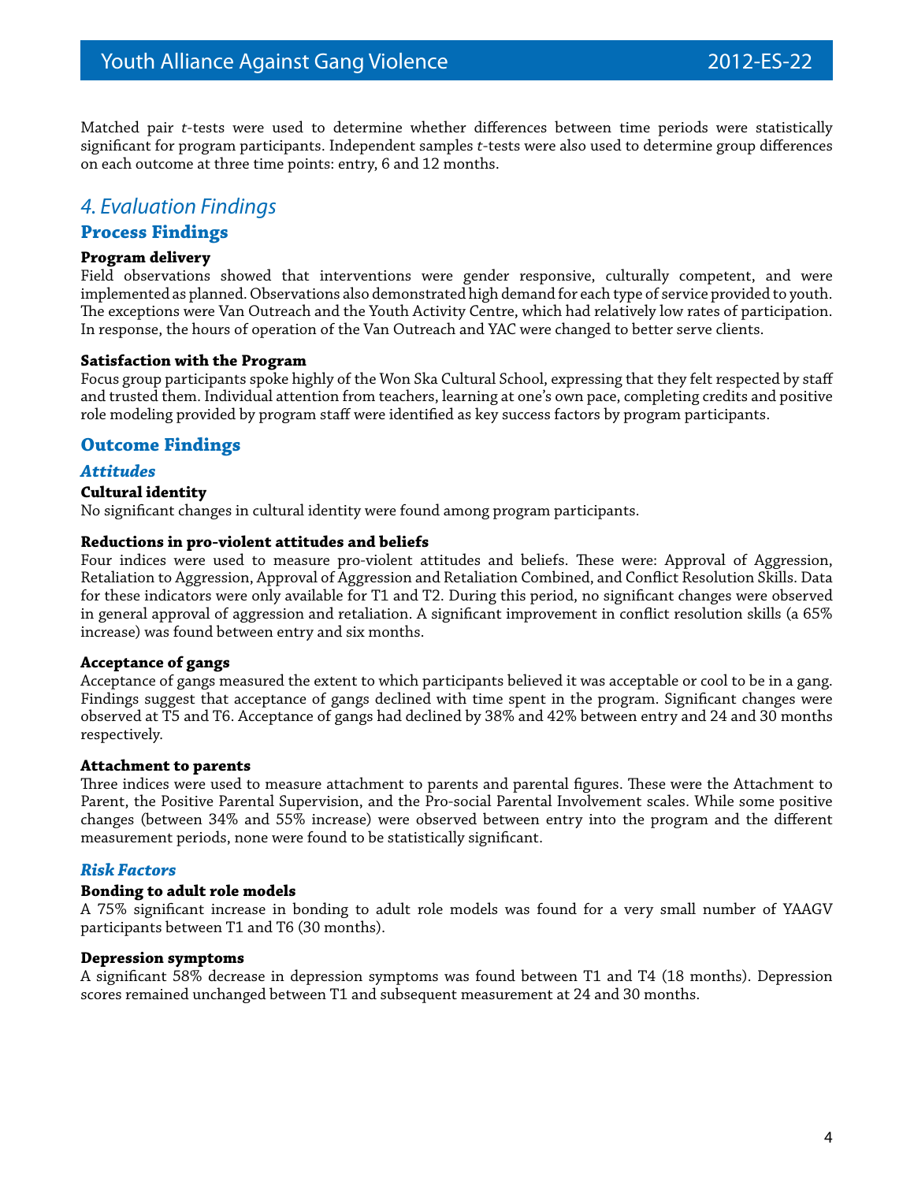Matched pair *t*-tests were used to determine whether differences between time periods were statistically significant for program participants. Independent samples *t*-tests were also used to determine group differences on each outcome at three time points: entry, 6 and 12 months.

# *4. Evaluation Findings*

## Process Findings

**Program delivery**

Field observations showed that interventions were gender responsive, culturally competent, and were implemented as planned. Observations also demonstrated high demand for each type of service provided to youth. The exceptions were Van Outreach and the Youth Activity Centre, which had relatively low rates of participation. In response, the hours of operation of the Van Outreach and YAC were changed to better serve clients.

**Satisfaction with the Program**

Focus group participants spoke highly of the Won Ska Cultural School, expressing that they felt respected by staff and trusted them. Individual attention from teachers, learning at one's own pace, completing credits and positive role modeling provided by program staff were identified as key success factors by program participants.

## Outcome Findings

### *Attitudes*

**Cultural identity**

No significant changes in cultural identity were found among program participants.

**Reductions in pro-violent attitudes and beliefs**

Four indices were used to measure pro-violent attitudes and beliefs. These were: Approval of Aggression, Retaliation to Aggression, Approval of Aggression and Retaliation Combined, and Conflict Resolution Skills. Data for these indicators were only available for T1 and T2. During this period, no significant changes were observed in general approval of aggression and retaliation. A significant improvement in conflict resolution skills (a 65% increase) was found between entry and six months.

**Acceptance of gangs**

Acceptance of gangs measured the extent to which participants believed it was acceptable or cool to be in a gang. Findings suggest that acceptance of gangs declined with time spent in the program. Significant changes were observed at T5 and T6. Acceptance of gangs had declined by 38% and 42% between entry and 24 and 30 months respectively.

**Attachment to parents**

Three indices were used to measure attachment to parents and parental figures. These were the Attachment to Parent, the Positive Parental Supervision, and the Pro-social Parental Involvement scales. While some positive changes (between 34% and 55% increase) were observed between entry into the program and the different measurement periods, none were found to be statistically significant.

### *Risk Factors*

**Bonding to adult role models**

A 75% significant increase in bonding to adult role models was found for a very small number of YAAGV participants between T1 and T6 (30 months).

**Depression symptoms**

A significant 58% decrease in depression symptoms was found between T1 and T4 (18 months). Depression scores remained unchanged between T1 and subsequent measurement at 24 and 30 months.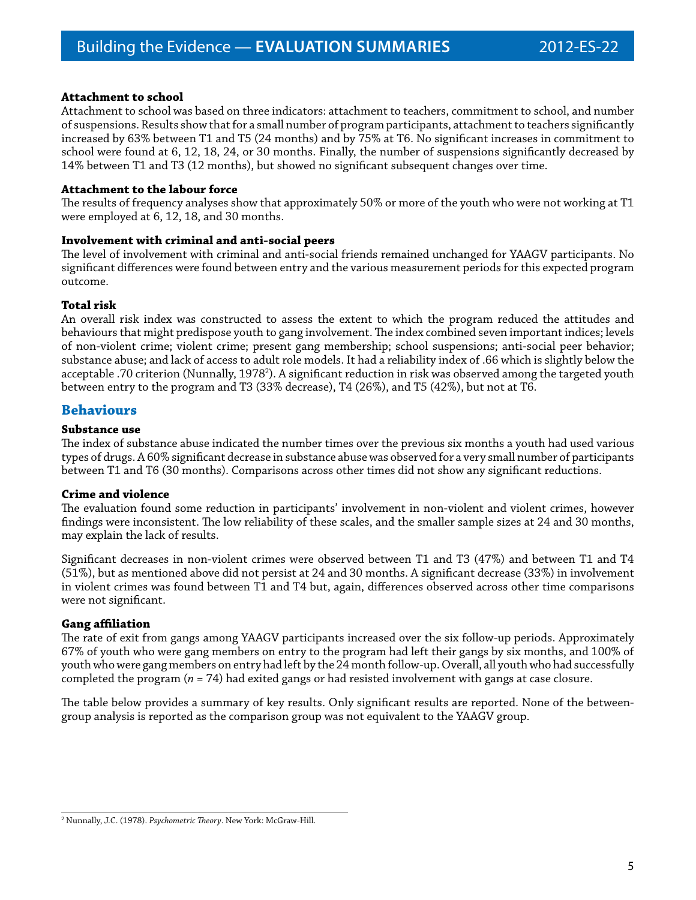**Attachment to school**

Attachment to school was based on three indicators: attachment to teachers, commitment to school, and number of suspensions. Results show that for a small number of program participants, attachment to teachers significantly increased by 63% between T1 and T5 (24 months) and by 75% at T6. No significant increases in commitment to school were found at 6, 12, 18, 24, or 30 months. Finally, the number of suspensions significantly decreased by 14% between T1 and T3 (12 months), but showed no significant subsequent changes over time.

**Attachment to the labour force**

The results of frequency analyses show that approximately 50% or more of the youth who were not working at T1 were employed at 6, 12, 18, and 30 months.

**Involvement with criminal and anti-social peers**

The level of involvement with criminal and anti-social friends remained unchanged for YAAGV participants. No significant differences were found between entry and the various measurement periods for this expected program outcome.

**Total risk**

An overall risk index was constructed to assess the extent to which the program reduced the attitudes and behaviours that might predispose youth to gang involvement. The index combined seven important indices; levels of non-violent crime; violent crime; present gang membership; school suspensions; anti-social peer behavior; substance abuse; and lack of access to adult role models. It had a reliability index of .66 which is slightly below the acceptable .70 criterion (Nunnally, 1978[2]). A significant reduction in risk was observed among the targeted youth between entry to the program and T3 (33% decrease), T4 (26%), and T5 (42%), but not at T6.

## Behaviours

**Substance use**

The index of substance abuse indicated the number times over the previous six months a youth had used various types of drugs. A 60% significant decrease in substance abuse was observed for a very small number of participants between T1 and T6 (30 months). Comparisons across other times did not show any significant reductions.

**Crime and violence**

The evaluation found some reduction in participants' involvement in non-violent and violent crimes, however findings were inconsistent. The low reliability of these scales, and the smaller sample sizes at 24 and 30 months, may explain the lack of results.

Significant decreases in non-violent crimes were observed between T1 and T3 (47%) and between T1 and T4 (51%), but as mentioned above did not persist at 24 and 30 months. A significant decrease (33%) in involvement in violent crimes was found between T1 and T4 but, again, differences observed across other time comparisons were not significant.

**Gang affiliation**

The rate of exit from gangs among YAAGV participants increased over the six follow-up periods. Approximately 67% of youth who were gang members on entry to the program had left their gangs by six months, and 100% of youth who were gang members on entry had left by the 24 month follow-up. Overall, all youth who had successfully completed the program ($n$ = 74) had exited gangs or had resisted involvement with gangs at case closure.

The table below provides a summary of key results. Only significant results are reported. None of the between-group analysis is reported as the comparison group was not equivalent to the YAAGV group.

---

[2] Nunnally, J.C. (1978). *Psychometric Theory*. New York: McGraw-Hill.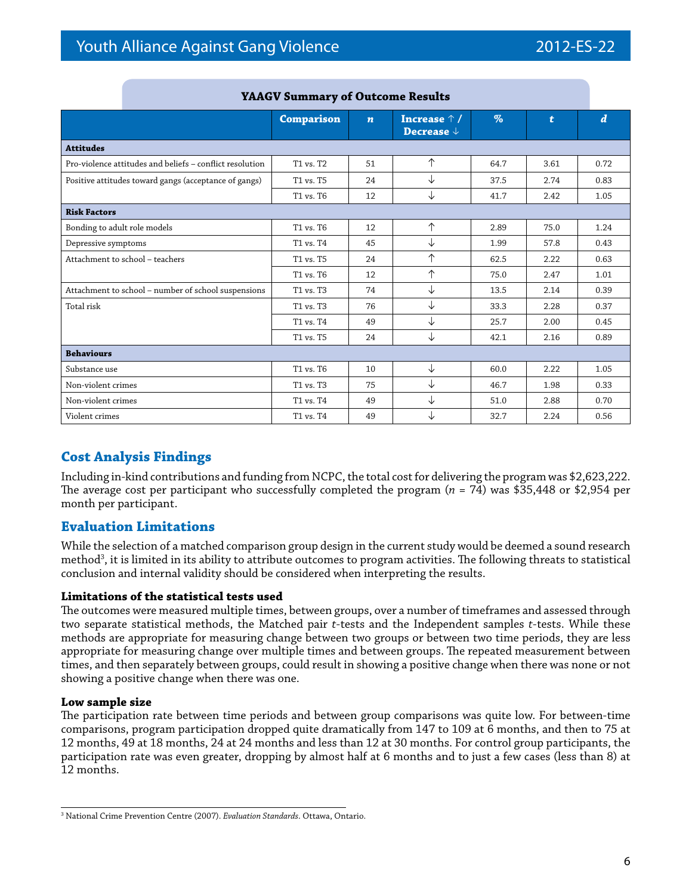**YAAGV Summary of Outcome Results**

| | Comparison | *n* | Increase ↑ / Decrease ↓ | % | *t* | *d* |
|---|---|---|---|---|---|---|
| **Attitudes** | | | | | | |
| Pro-violence attitudes and beliefs – conflict resolution | T1 vs. T2 | 51 | ↑ | 64.7 | 3.61 | 0.72 |
| Positive attitudes toward gangs (acceptance of gangs) | T1 vs. T5 | 24 | ↓ | 37.5 | 2.74 | 0.83 |
| | T1 vs. T6 | 12 | ↓ | 41.7 | 2.42 | 1.05 |
| **Risk Factors** | | | | | | |
| Bonding to adult role models | T1 vs. T6 | 12 | ↑ | 2.89 | 75.0 | 1.24 |
| Depressive symptoms | T1 vs. T4 | 45 | ↓ | 1.99 | 57.8 | 0.43 |
| Attachment to school – teachers | T1 vs. T5 | 24 | ↑ | 62.5 | 2.22 | 0.63 |
| | T1 vs. T6 | 12 | ↑ | 75.0 | 2.47 | 1.01 |
| Attachment to school – number of school suspensions | T1 vs. T3 | 74 | ↓ | 13.5 | 2.14 | 0.39 |
| Total risk | T1 vs. T3 | 76 | ↓ | 33.3 | 2.28 | 0.37 |
| | T1 vs. T4 | 49 | ↓ | 25.7 | 2.00 | 0.45 |
| | T1 vs. T5 | 24 | ↓ | 42.1 | 2.16 | 0.89 |
| **Behaviours** | | | | | | |
| Substance use | T1 vs. T6 | 10 | ↓ | 60.0 | 2.22 | 1.05 |
| Non-violent crimes | T1 vs. T3 | 75 | ↓ | 46.7 | 1.98 | 0.33 |
| Non-violent crimes | T1 vs. T4 | 49 | ↓ | 51.0 | 2.88 | 0.70 |
| Violent crimes | T1 vs. T4 | 49 | ↓ | 32.7 | 2.24 | 0.56 |

## Cost Analysis Findings

Including in-kind contributions and funding from NCPC, the total cost for delivering the program was $2,623,222. The average cost per participant who successfully completed the program ($n$ = 74) was $35,448 or $2,954 per month per participant.

## Evaluation Limitations

While the selection of a matched comparison group design in the current study would be deemed a sound research method[3], it is limited in its ability to attribute outcomes to program activities. The following threats to statistical conclusion and internal validity should be considered when interpreting the results.

### Limitations of the statistical tests used

The outcomes were measured multiple times, between groups, over a number of timeframes and assessed through two separate statistical methods, the Matched pair *t*-tests and the Independent samples *t*-tests. While these methods are appropriate for measuring change between two groups or between two time periods, they are less appropriate for measuring change over multiple times and between groups. The repeated measurement between times, and then separately between groups, could result in showing a positive change when there was none or not showing a positive change when there was one.

### Low sample size

The participation rate between time periods and between group comparisons was quite low. For between-time comparisons, program participation dropped quite dramatically from 147 to 109 at 6 months, and then to 75 at 12 months, 49 at 18 months, 24 at 24 months and less than 12 at 30 months. For control group participants, the participation rate was even greater, dropping by almost half at 6 months and to just a few cases (less than 8) at 12 months.

---

[3] National Crime Prevention Centre (2007). *Evaluation Standards*. Ottawa, Ontario.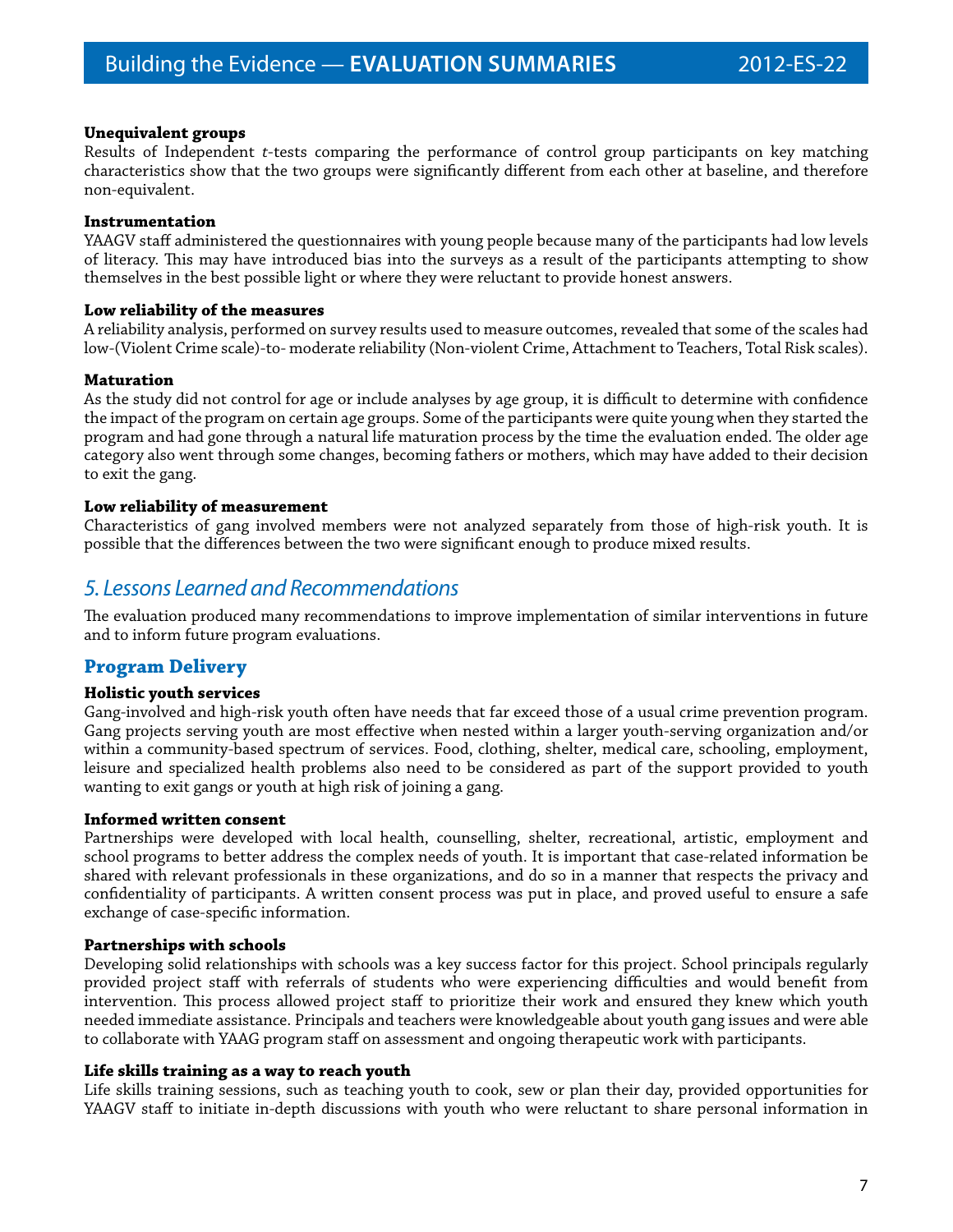**Unequivalent groups**

Results of Independent *t*-tests comparing the performance of control group participants on key matching characteristics show that the two groups were significantly different from each other at baseline, and therefore non-equivalent.

**Instrumentation**

YAAGV staff administered the questionnaires with young people because many of the participants had low levels of literacy. This may have introduced bias into the surveys as a result of the participants attempting to show themselves in the best possible light or where they were reluctant to provide honest answers.

**Low reliability of the measures**

A reliability analysis, performed on survey results used to measure outcomes, revealed that some of the scales had low-(Violent Crime scale)-to- moderate reliability (Non-violent Crime, Attachment to Teachers, Total Risk scales).

**Maturation**

As the study did not control for age or include analyses by age group, it is difficult to determine with confidence the impact of the program on certain age groups. Some of the participants were quite young when they started the program and had gone through a natural life maturation process by the time the evaluation ended. The older age category also went through some changes, becoming fathers or mothers, which may have added to their decision to exit the gang.

**Low reliability of measurement**

Characteristics of gang involved members were not analyzed separately from those of high-risk youth. It is possible that the differences between the two were significant enough to produce mixed results.

## *5. Lessons Learned and Recommendations*

The evaluation produced many recommendations to improve implementation of similar interventions in future and to inform future program evaluations.

### Program Delivery

**Holistic youth services**

Gang-involved and high-risk youth often have needs that far exceed those of a usual crime prevention program. Gang projects serving youth are most effective when nested within a larger youth-serving organization and/or within a community-based spectrum of services. Food, clothing, shelter, medical care, schooling, employment, leisure and specialized health problems also need to be considered as part of the support provided to youth wanting to exit gangs or youth at high risk of joining a gang.

**Informed written consent**

Partnerships were developed with local health, counselling, shelter, recreational, artistic, employment and school programs to better address the complex needs of youth. It is important that case-related information be shared with relevant professionals in these organizations, and do so in a manner that respects the privacy and confidentiality of participants. A written consent process was put in place, and proved useful to ensure a safe exchange of case-specific information.

**Partnerships with schools**

Developing solid relationships with schools was a key success factor for this project. School principals regularly provided project staff with referrals of students who were experiencing difficulties and would benefit from intervention. This process allowed project staff to prioritize their work and ensured they knew which youth needed immediate assistance. Principals and teachers were knowledgeable about youth gang issues and were able to collaborate with YAAG program staff on assessment and ongoing therapeutic work with participants.

**Life skills training as a way to reach youth**

Life skills training sessions, such as teaching youth to cook, sew or plan their day, provided opportunities for YAAGV staff to initiate in-depth discussions with youth who were reluctant to share personal information in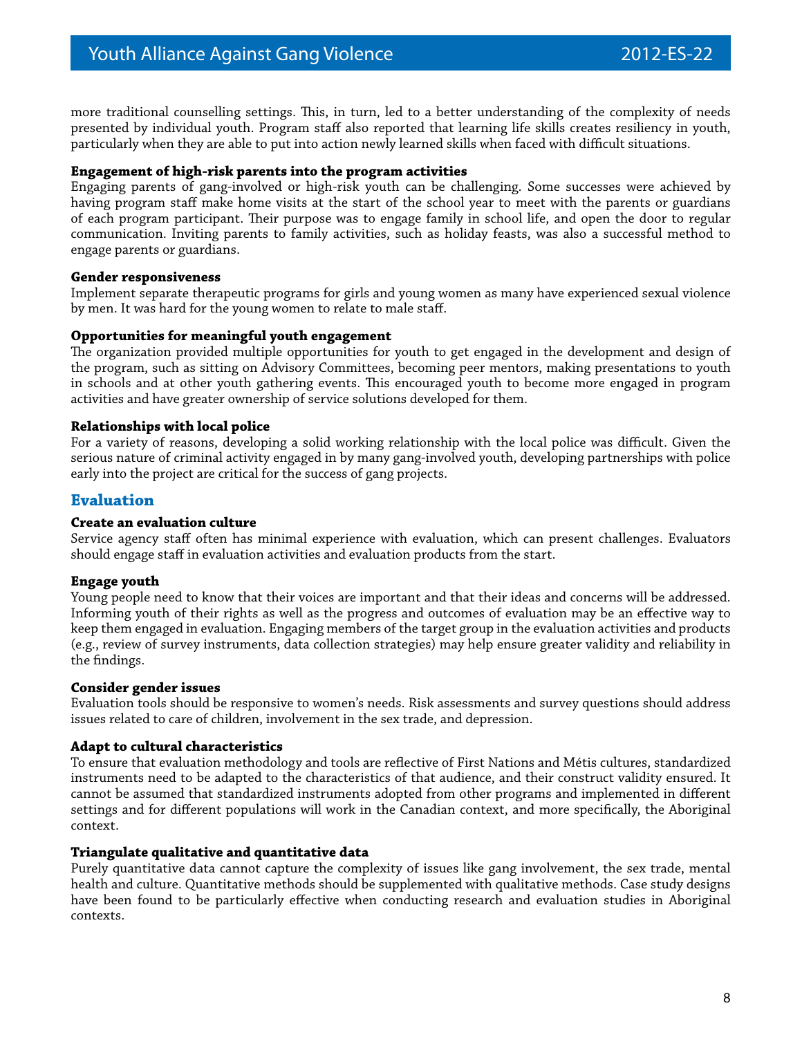more traditional counselling settings. This, in turn, led to a better understanding of the complexity of needs presented by individual youth. Program staff also reported that learning life skills creates resiliency in youth, particularly when they are able to put into action newly learned skills when faced with difficult situations.

**Engagement of high-risk parents into the program activities**

Engaging parents of gang-involved or high-risk youth can be challenging. Some successes were achieved by having program staff make home visits at the start of the school year to meet with the parents or guardians of each program participant. Their purpose was to engage family in school life, and open the door to regular communication. Inviting parents to family activities, such as holiday feasts, was also a successful method to engage parents or guardians.

**Gender responsiveness**

Implement separate therapeutic programs for girls and young women as many have experienced sexual violence by men. It was hard for the young women to relate to male staff.

**Opportunities for meaningful youth engagement**

The organization provided multiple opportunities for youth to get engaged in the development and design of the program, such as sitting on Advisory Committees, becoming peer mentors, making presentations to youth in schools and at other youth gathering events. This encouraged youth to become more engaged in program activities and have greater ownership of service solutions developed for them.

**Relationships with local police**

For a variety of reasons, developing a solid working relationship with the local police was difficult. Given the serious nature of criminal activity engaged in by many gang-involved youth, developing partnerships with police early into the project are critical for the success of gang projects.

## Evaluation

**Create an evaluation culture**

Service agency staff often has minimal experience with evaluation, which can present challenges. Evaluators should engage staff in evaluation activities and evaluation products from the start.

**Engage youth**

Young people need to know that their voices are important and that their ideas and concerns will be addressed. Informing youth of their rights as well as the progress and outcomes of evaluation may be an effective way to keep them engaged in evaluation. Engaging members of the target group in the evaluation activities and products (e.g., review of survey instruments, data collection strategies) may help ensure greater validity and reliability in the findings.

**Consider gender issues**

Evaluation tools should be responsive to women's needs. Risk assessments and survey questions should address issues related to care of children, involvement in the sex trade, and depression.

**Adapt to cultural characteristics**

To ensure that evaluation methodology and tools are reflective of First Nations and Métis cultures, standardized instruments need to be adapted to the characteristics of that audience, and their construct validity ensured. It cannot be assumed that standardized instruments adopted from other programs and implemented in different settings and for different populations will work in the Canadian context, and more specifically, the Aboriginal context.

**Triangulate qualitative and quantitative data**

Purely quantitative data cannot capture the complexity of issues like gang involvement, the sex trade, mental health and culture. Quantitative methods should be supplemented with qualitative methods. Case study designs have been found to be particularly effective when conducting research and evaluation studies in Aboriginal contexts.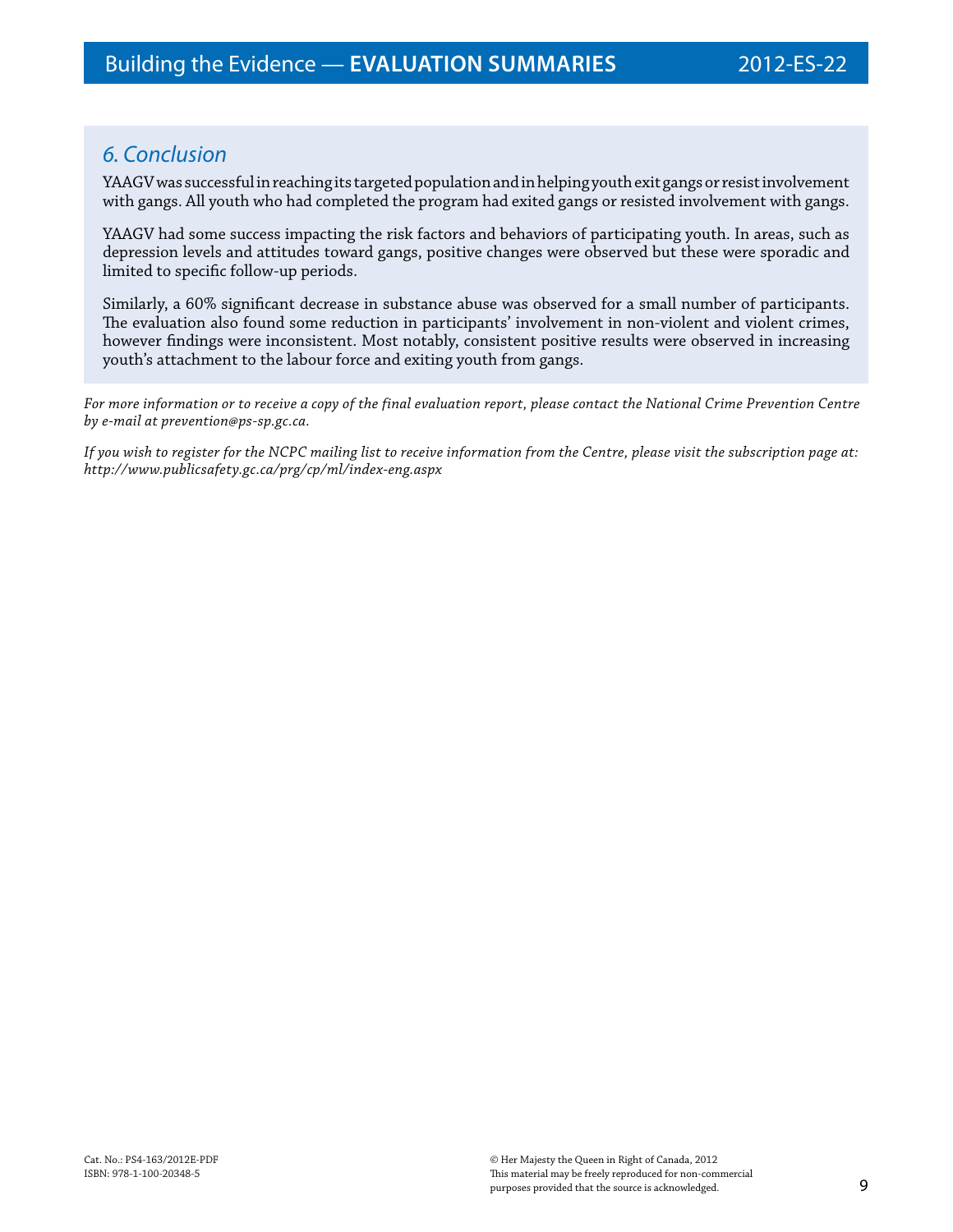## *6. Conclusion*

YAAGV was successful in reaching its targeted population and in helping youth exit gangs or resist involvement with gangs. All youth who had completed the program had exited gangs or resisted involvement with gangs.

YAAGV had some success impacting the risk factors and behaviors of participating youth. In areas, such as depression levels and attitudes toward gangs, positive changes were observed but these were sporadic and limited to specific follow-up periods.

Similarly, a 60% significant decrease in substance abuse was observed for a small number of participants. The evaluation also found some reduction in participants' involvement in non-violent and violent crimes, however findings were inconsistent. Most notably, consistent positive results were observed in increasing youth's attachment to the labour force and exiting youth from gangs.

*For more information or to receive a copy of the final evaluation report, please contact the National Crime Prevention Centre by e-mail at prevention@ps-sp.gc.ca.*

*If you wish to register for the NCPC mailing list to receive information from the Centre, please visit the subscription page at: http://www.publicsafety.gc.ca/prg/cp/ml/index-eng.aspx*

Cat. No.: PS4-163/2012E-PDF
ISBN: 978-1-100-20348-5

© Her Majesty the Queen in Right of Canada, 2012
This material may be freely reproduced for non-commercial purposes provided that the source is acknowledged.